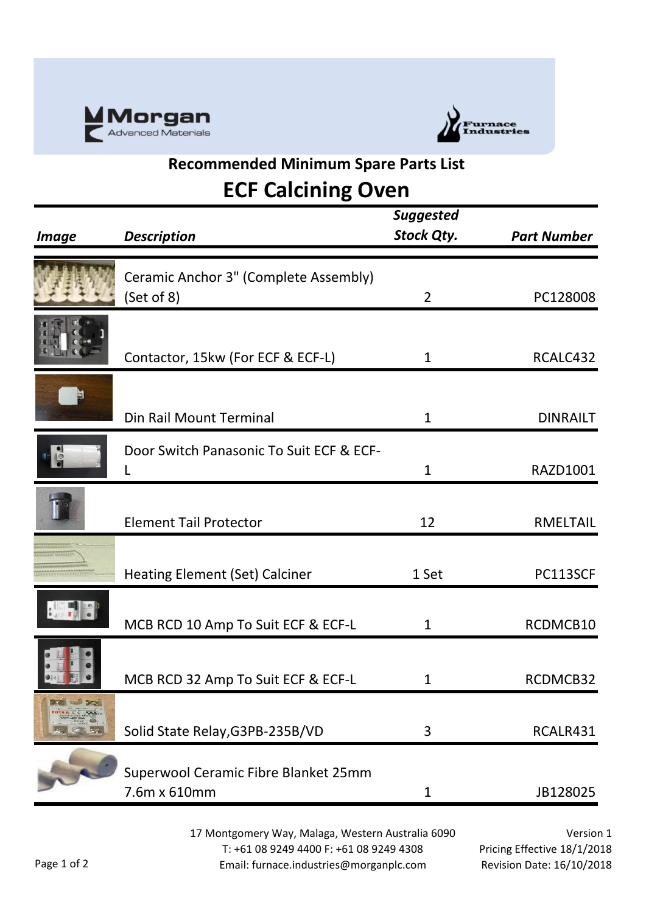## Recommended Minimum Spare Parts List

# ECF Calcining Oven

| Image | Description | Suggested Stock Qty. | Part Number |
|---|---|---|---|
| | Ceramic Anchor 3" (Complete Assembly) (Set of 8) | 2 | PC128008 |
| | Contactor, 15kw (For ECF & ECF-L) | 1 | RCALC432 |
| | Din Rail Mount Terminal | 1 | DINRAILT |
| | Door Switch Panasonic To Suit ECF & ECF-L | 1 | RAZD1001 |
| | Element Tail Protector | 12 | RMELTAIL |
| | Heating Element (Set) Calciner | 1 Set | PC113SCF |
| | MCB RCD 10 Amp To Suit ECF & ECF-L | 1 | RCDMCB10 |
| | MCB RCD 32 Amp To Suit ECF & ECF-L | 1 | RCDMCB32 |
| | Solid State Relay,G3PB-235B/VD | 3 | RCALR431 |
| | Superwool Ceramic Fibre Blanket 25mm 7.6m x 610mm | 1 | JB128025 |

17 Montgomery Way, Malaga, Western Australia 6090
T: +61 08 9249 4400 F: +61 08 9249 4308
Email: furnace.industries@morganplc.com

Version 1
Pricing Effective 18/1/2018
Revision Date: 16/10/2018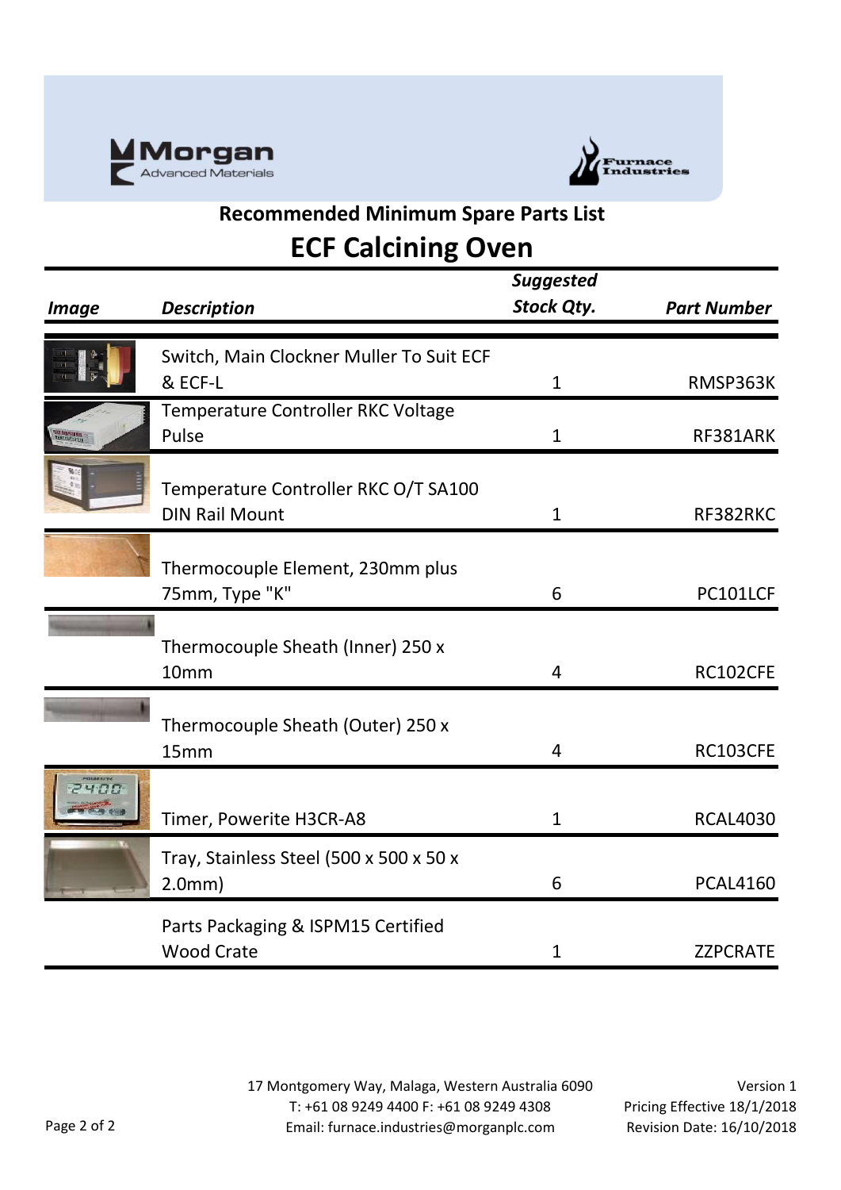Morgan Advanced Materials

Furnace Industries

## Recommended Minimum Spare Parts List

# ECF Calcining Oven

| *Image* | *Description* | *Suggested Stock Qty.* | *Part Number* |
|---|---|---|---|
| | Switch, Main Clockner Muller To Suit ECF & ECF-L | 1 | RMSP363K |
| | Temperature Controller RKC Voltage Pulse | 1 | RF381ARK |
| | Temperature Controller RKC O/T SA100 DIN Rail Mount | 1 | RF382RKC |
| | Thermocouple Element, 230mm plus 75mm, Type "K" | 6 | PC101LCF |
| | Thermocouple Sheath (Inner) 250 x 10mm | 4 | RC102CFE |
| | Thermocouple Sheath (Outer) 250 x 15mm | 4 | RC103CFE |
| | Timer, Powerite H3CR-A8 | 1 | RCAL4030 |
| | Tray, Stainless Steel (500 x 500 x 50 x 2.0mm) | 6 | PCAL4160 |
| | Parts Packaging & ISPM15 Certified Wood Crate | 1 | ZZPCRATE |

17 Montgomery Way, Malaga, Western Australia 6090
T: +61 08 9249 4400 F: +61 08 9249 4308
Email: furnace.industries@morganplc.com

Version 1
Pricing Effective 18/1/2018
Revision Date: 16/10/2018